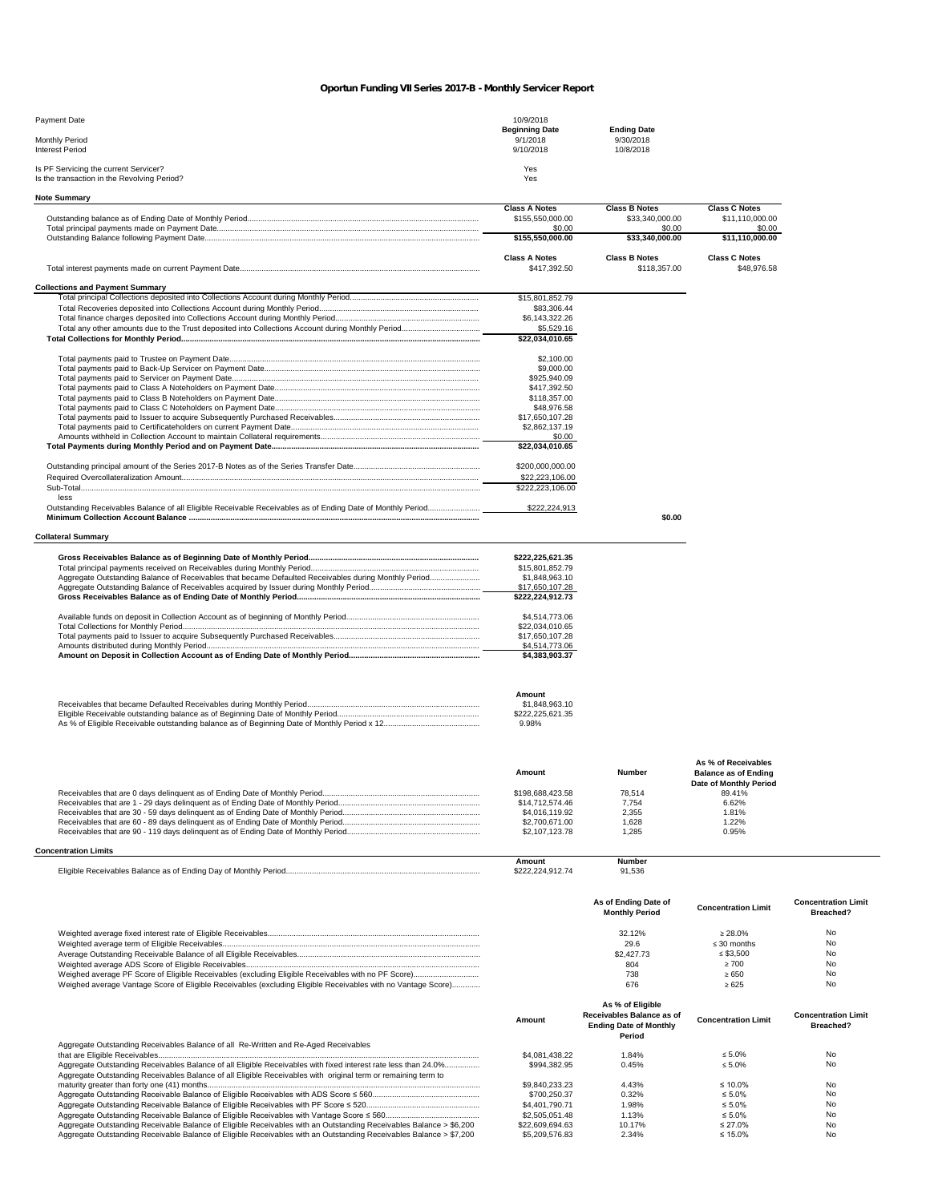# Oportun Funding VII Series 2017-B - Monthly Servicer Report

| | | |
|---|---|---|
| Payment Date | 10/9/2018 | |
| | **Beginning Date** | **Ending Date** |
| Monthly Period | 9/1/2018 | 9/30/2018 |
| Interest Period | 9/10/2018 | 10/8/2018 |

Is PF Servicing the current Servicer? Yes
Is the transaction in the Revolving Period? Yes

## Note Summary

| | Class A Notes | Class B Notes | Class C Notes |
|---|---|---|---|
| Outstanding balance as of Ending Date of Monthly Period | $155,550,000.00 | $33,340,000.00 | $11,110,000.00 |
| Total principal payments made on Payment Date | $0.00 | $0.00 | $0.00 |
| Outstanding Balance following Payment Date | **$155,550,000.00** | **$33,340,000.00** | **$11,110,000.00** |

| | Class A Notes | Class B Notes | Class C Notes |
|---|---|---|---|
| Total interest payments made on current Payment Date | $417,392.50 | $118,357.00 | $48,976.58 |

## Collections and Payment Summary

| | |
|---|---|
| Total principal Collections deposited into Collections Account during Monthly Period | $15,801,852.79 |
| Total Recoveries deposited into Collections Account during Monthly Period | $83,306.44 |
| Total finance charges deposited into Collections Account during Monthly Period | $6,143,322.26 |
| Total any other amounts due to the Trust deposited into Collections Account during Monthly Period | $5,529.16 |
| **Total Collections for Monthly Period** | **$22,034,010.65** |

| | |
|---|---|
| Total payments paid to Trustee on Payment Date | $2,100.00 |
| Total payments paid to Back-Up Servicer on Payment Date | $9,000.00 |
| Total payments paid to Servicer on Payment Date | $925,940.09 |
| Total payments paid to Class A Noteholders on Payment Date | $417,392.50 |
| Total payments paid to Class B Noteholders on Payment Date | $118,357.00 |
| Total payments paid to Class C Noteholders on Payment Date | $48,976.58 |
| Total payments paid to Issuer to acquire Subsequently Purchased Receivables | $17,650,107.28 |
| Total payments paid to Certificateholders on current Payment Date | $2,862,137.19 |
| Amounts withheld in Collection Account to maintain Collateral requirements | $0.00 |
| **Total Payments during Monthly Period and on Payment Date** | **$22,034,010.65** |

| | | |
|---|---|---|
| Outstanding principal amount of the Series 2017-B Notes as of the Series Transfer Date | $200,000,000.00 | |
| Required Overcollateralization Amount | $22,223,106.00 | |
| Sub-Total | $222,223,106.00 | |
| less | | |
| Outstanding Receivables Balance of all Eligible Receivable Receivables as of Ending Date of Monthly Period | $222,224,913 | |
| **Minimum Collection Account Balance** | | **$0.00** |

## Collateral Summary

| | |
|---|---|
| **Gross Receivables Balance as of Beginning Date of Monthly Period** | **$222,225,621.35** |
| Total principal payments received on Receivables during Monthly Period | $15,801,852.79 |
| Aggregate Outstanding Balance of Receivables that became Defaulted Receivables during Monthly Period | $1,848,963.10 |
| Aggregate Outstanding Balance of Receivables acquired by Issuer during Monthly Period | $17,650,107.28 |
| **Gross Receivables Balance as of Ending Date of Monthly Period** | **$222,224,912.73** |

| | |
|---|---|
| Available funds on deposit in Collection Account as of beginning of Monthly Period | $4,514,773.06 |
| Total Collections for Monthly Period | $22,034,010.65 |
| Total payments paid to Issuer to acquire Subsequently Purchased Receivables | $17,650,107.28 |
| Amounts distributed during Monthly Period | $4,514,773.06 |
| **Amount on Deposit in Collection Account as of Ending Date of Monthly Period** | **$4,383,903.37** |

| | Amount |
|---|---|
| Receivables that became Defaulted Receivables during Monthly Period | $1,848,963.10 |
| Eligible Receivable outstanding balance as of Beginning Date of Monthly Period | $222,225,621.35 |
| As % of Eligible Receivable outstanding balance as of Beginning Date of Monthly Period x 12 | 9.98% |

| | Amount | Number | As % of Receivables Balance as of Ending Date of Monthly Period |
|---|---|---|---|
| Receivables that are 0 days delinquent as of Ending Date of Monthly Period | $198,688,423.58 | 78,514 | 89.41% |
| Receivables that are 1 - 29 days delinquent as of Ending Date of Monthly Period | $14,712,574.46 | 7,754 | 6.62% |
| Receivables that are 30 - 59 days delinquent as of Ending Date of Monthly Period | $4,016,119.92 | 2,355 | 1.81% |
| Receivables that are 60 - 89 days delinquent as of Ending Date of Monthly Period | $2,700,671.00 | 1,628 | 1.22% |
| Receivables that are 90 - 119 days delinquent as of Ending Date of Monthly Period | $2,107,123.78 | 1,285 | 0.95% |

## Concentration Limits

| | Amount | Number |
|---|---|---|
| Eligible Receivables Balance as of Ending Day of Monthly Period | $222,224,912.74 | 91,536 |

| | As of Ending Date of Monthly Period | Concentration Limit | Concentration Limit Breached? |
|---|---|---|---|
| Weighted average fixed interest rate of Eligible Receivables | 32.12% | ≥ 28.0% | No |
| Weighted average term of Eligible Receivables | 29.6 | ≤ 30 months | No |
| Average Outstanding Receivable Balance of all Eligible Receivables | $2,427.73 | ≤ $3,500 | No |
| Weighted average ADS Score of Eligible Receivables | 804 | ≥ 700 | No |
| Weighed average PF Score of Eligible Receivables (excluding Eligible Receivables with no PF Score) | 738 | ≥ 650 | No |
| Weighed average Vantage Score of Eligible Receivables (excluding Eligible Receivables with no Vantage Score) | 676 | ≥ 625 | No |

| | Amount | As % of Eligible Receivables Balance as of Ending Date of Monthly Period | Concentration Limit | Concentration Limit Breached? |
|---|---|---|---|---|
| Aggregate Outstanding Receivables Balance of all Re-Written and Re-Aged Receivables that are Eligible Receivables | $4,081,438.22 | 1.84% | ≤ 5.0% | No |
| Aggregate Outstanding Receivables Balance of all Eligible Receivables with fixed interest rate less than 24.0% | $994,382.95 | 0.45% | ≤ 5.0% | No |
| Aggregate Outstanding Receivables Balance of all Eligible Receivables with original term or remaining term to maturity greater than forty one (41) months | $9,840,233.23 | 4.43% | ≤ 10.0% | No |
| Aggregate Outstanding Receivable Balance of Eligible Receivables with ADS Score ≤ 560 | $700,250.37 | 0.32% | ≤ 5.0% | No |
| Aggregate Outstanding Receivable Balance of Eligible Receivables with PF Score ≤ 520 | $4,401,790.71 | 1.98% | ≤ 5.0% | No |
| Aggregate Outstanding Receivable Balance of Eligible Receivables with Vantage Score ≤ 560 | $2,505,051.48 | 1.13% | ≤ 5.0% | No |
| Aggregate Outstanding Receivable Balance of Eligible Receivables with an Outstanding Receivables Balance > $6,200 | $22,609,694.63 | 10.17% | ≤ 27.0% | No |
| Aggregate Outstanding Receivable Balance of Eligible Receivables with an Outstanding Receivables Balance > $7,200 | $5,209,576.83 | 2.34% | ≤ 15.0% | No |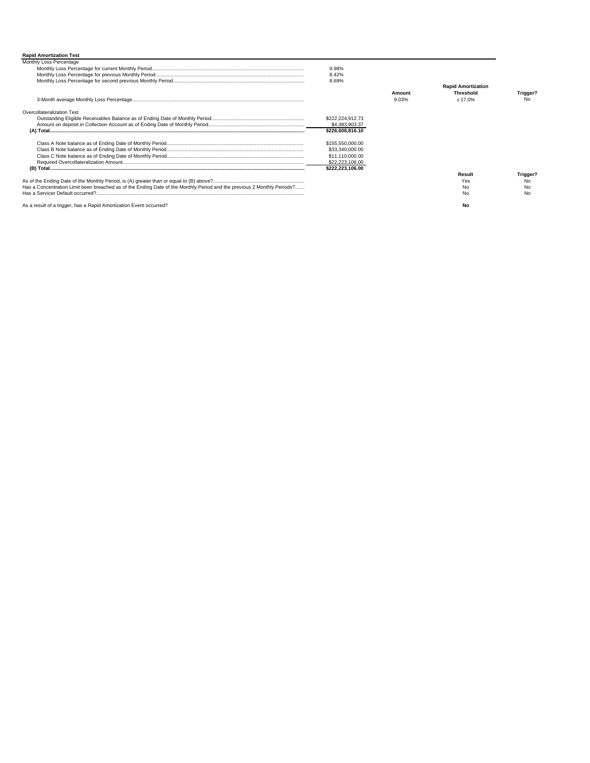**Rapid Amortization Test**

| | | | | |
|---|---|---|---|---|
| Monthly Loss Percentage | | | | |
| Monthly Loss Percentage for current Monthly Period | 9.98% | | | |
| Monthly Loss Percentage for previous Monthly Period | 8.42% | | | |
| Monthly Loss Percentage for second previous Monthly Period | 8.69% | | | |
| | | **Amount** | **Rapid Amortization Threshold** | **Trigger?** |
| 3-Month average Monthly Loss Percentage | | 9.03% | ≤ 17.0% | No |
| Overcollateralization Test | | | | |
| Outstanding Eligible Receivables Balance as of Ending Date of Monthly Period | $222,224,912.73 | | | |
| Amount on deposit in Collection Account as of Ending Date of Monthly Period | $4,383,903.37 | | | |
| **(A) Total** | **$226,608,816.10** | | | |
| Class A Note balance as of Ending Date of Monthly Period | $155,550,000.00 | | | |
| Class B Note balance as of Ending Date of Monthly Period | $33,340,000.00 | | | |
| Class C Note balance as of Ending Date of Monthly Period | $11,110,000.00 | | | |
| Required Overcollateralization Amount | $22,223,106.00 | | | |
| **(B) Total** | **$222,223,106.00** | | | |
| | | | **Result** | **Trigger?** |
| As of the Ending Date of the Monthly Period, is (A) greater than or equal to (B) above? | | | Yes | No |
| Has a Concentration Limit been breached as of the Ending Date of the Monthly Period and the previous 2 Monthly Periods? | | | No | No |
| Has a Servicer Default occurred? | | | No | No |
| As a result of a trigger, has a Rapid Amortization Event occurred? | | | **No** | |